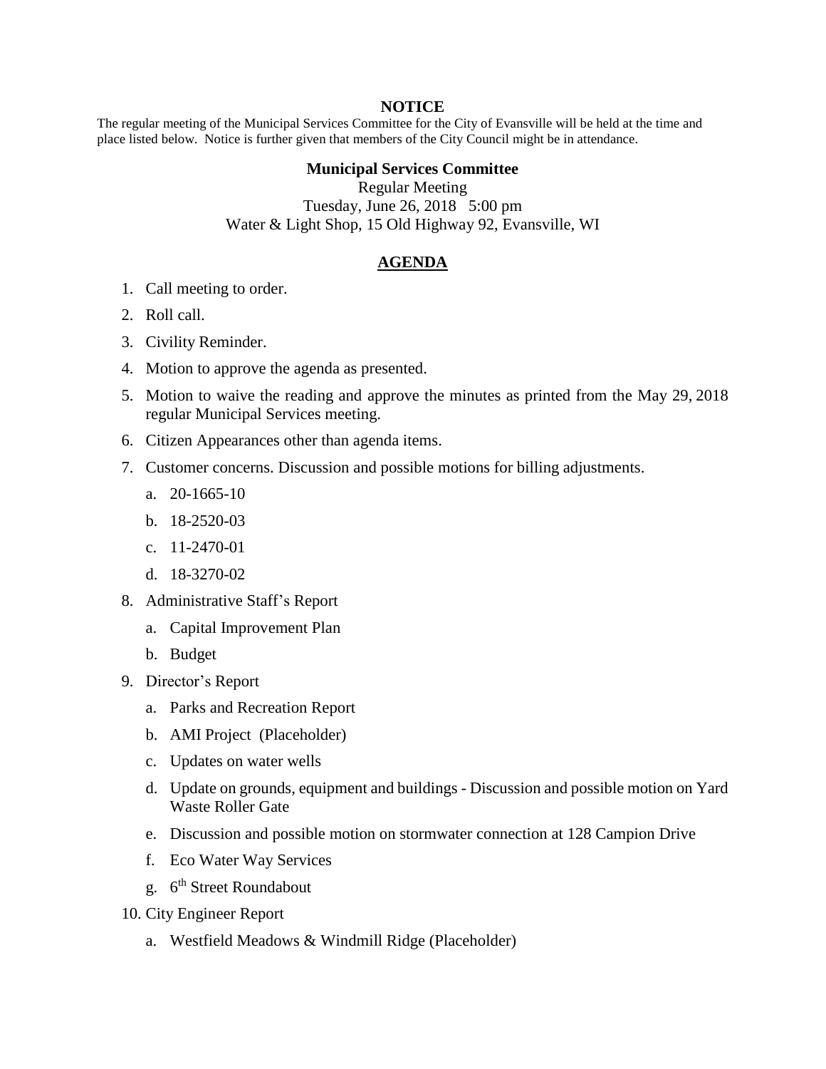**NOTICE**

The regular meeting of the Municipal Services Committee for the City of Evansville will be held at the time and place listed below. Notice is further given that members of the City Council might be in attendance.

**Municipal Services Committee**

Regular Meeting

Tuesday, June 26, 2018 5:00 pm

Water & Light Shop, 15 Old Highway 92, Evansville, WI

## AGENDA

1. Call meeting to order.
2. Roll call.
3. Civility Reminder.
4. Motion to approve the agenda as presented.
5. Motion to waive the reading and approve the minutes as printed from the May 29, 2018 regular Municipal Services meeting.
6. Citizen Appearances other than agenda items.
7. Customer concerns. Discussion and possible motions for billing adjustments.
   a. 20-1665-10
   b. 18-2520-03
   c. 11-2470-01
   d. 18-3270-02
8. Administrative Staff's Report
   a. Capital Improvement Plan
   b. Budget
9. Director's Report
   a. Parks and Recreation Report
   b. AMI Project (Placeholder)
   c. Updates on water wells
   d. Update on grounds, equipment and buildings - Discussion and possible motion on Yard Waste Roller Gate
   e. Discussion and possible motion on stormwater connection at 128 Campion Drive
   f. Eco Water Way Services
   g. 6th Street Roundabout
10. City Engineer Report
    a. Westfield Meadows & Windmill Ridge (Placeholder)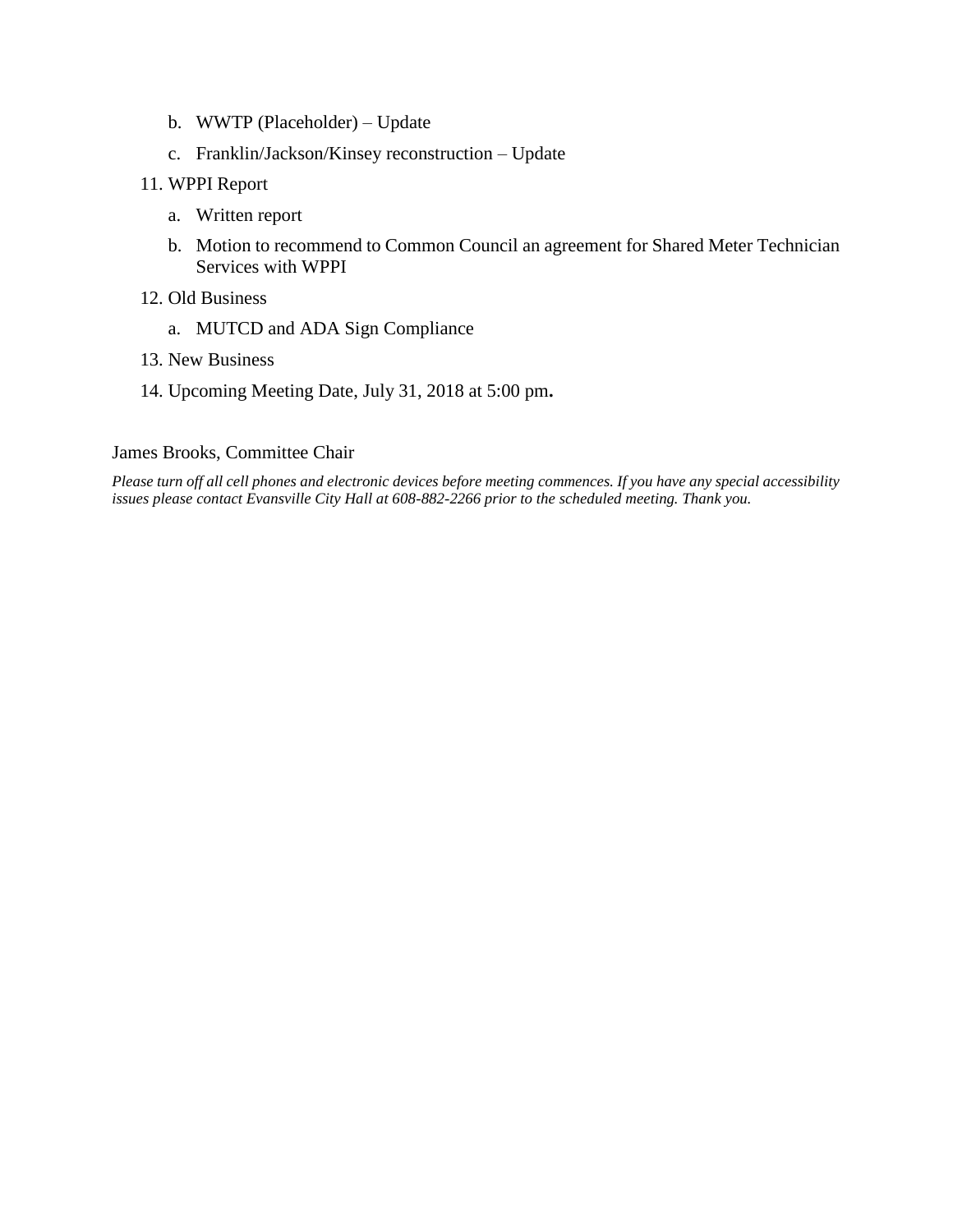b. WWTP (Placeholder) – Update

   c. Franklin/Jackson/Kinsey reconstruction – Update

11. WPPI Report

    a. Written report

    b. Motion to recommend to Common Council an agreement for Shared Meter Technician Services with WPPI

12. Old Business

    a. MUTCD and ADA Sign Compliance

13. New Business

14. Upcoming Meeting Date, July 31, 2018 at 5:00 pm**.**

James Brooks, Committee Chair

*Please turn off all cell phones and electronic devices before meeting commences. If you have any special accessibility issues please contact Evansville City Hall at 608-882-2266 prior to the scheduled meeting. Thank you.*